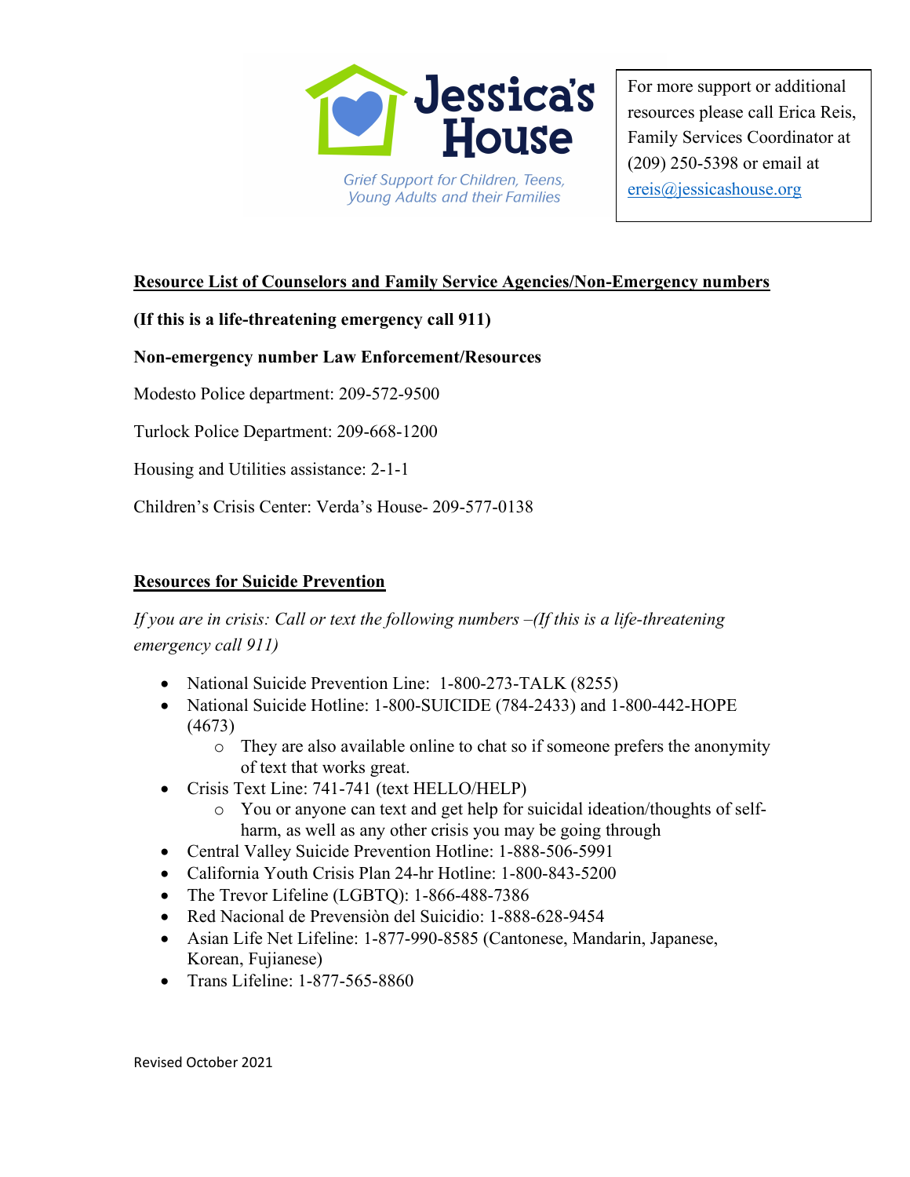Jessica's House

Grief Support for Children, Teens, Young Adults and their Families

For more support or additional resources please call Erica Reis, Family Services Coordinator at (209) 250-5398 or email at ereis@jessicashouse.org

## Resource List of Counselors and Family Service Agencies/Non-Emergency numbers

**(If this is a life-threatening emergency call 911)**

**Non-emergency number Law Enforcement/Resources**

Modesto Police department: 209-572-9500

Turlock Police Department: 209-668-1200

Housing and Utilities assistance: 2-1-1

Children's Crisis Center: Verda's House- 209-577-0138

## Resources for Suicide Prevention

*If you are in crisis: Call or text the following numbers –(If this is a life-threatening emergency call 911)*

- National Suicide Prevention Line: 1-800-273-TALK (8255)
- National Suicide Hotline: 1-800-SUICIDE (784-2433) and 1-800-442-HOPE (4673)
  - They are also available online to chat so if someone prefers the anonymity of text that works great.
- Crisis Text Line: 741-741 (text HELLO/HELP)
  - You or anyone can text and get help for suicidal ideation/thoughts of self-harm, as well as any other crisis you may be going through
- Central Valley Suicide Prevention Hotline: 1-888-506-5991
- California Youth Crisis Plan 24-hr Hotline: 1-800-843-5200
- The Trevor Lifeline (LGBTQ): 1-866-488-7386
- Red Nacional de Prevensiòn del Suicidio: 1-888-628-9454
- Asian Life Net Lifeline: 1-877-990-8585 (Cantonese, Mandarin, Japanese, Korean, Fujianese)
- Trans Lifeline: 1-877-565-8860

Revised October 2021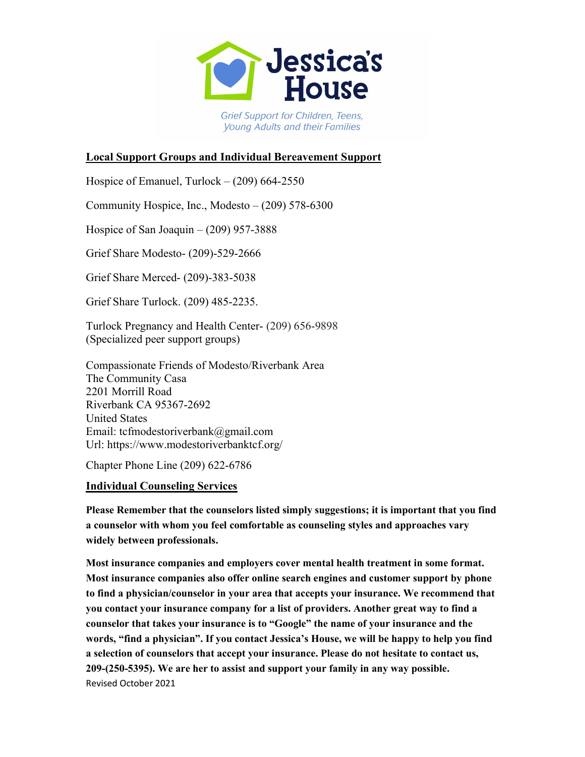# Jessica's House

*Grief Support for Children, Teens, Young Adults and their Families*

## Local Support Groups and Individual Bereavement Support

Hospice of Emanuel, Turlock – (209) 664-2550

Community Hospice, Inc., Modesto – (209) 578-6300

Hospice of San Joaquin – (209) 957-3888

Grief Share Modesto- (209)-529-2666

Grief Share Merced- (209)-383-5038

Grief Share Turlock. (209) 485-2235.

Turlock Pregnancy and Health Center- (209) 656-9898
(Specialized peer support groups)

Compassionate Friends of Modesto/Riverbank Area
The Community Casa
2201 Morrill Road
Riverbank CA 95367-2692
United States
Email: tcfmodestoriverbank@gmail.com
Url: https://www.modestoriverbanktcf.org/

Chapter Phone Line (209) 622-6786

## Individual Counseling Services

**Please Remember that the counselors listed simply suggestions; it is important that you find a counselor with whom you feel comfortable as counseling styles and approaches vary widely between professionals.**

**Most insurance companies and employers cover mental health treatment in some format. Most insurance companies also offer online search engines and customer support by phone to find a physician/counselor in your area that accepts your insurance. We recommend that you contact your insurance company for a list of providers. Another great way to find a counselor that takes your insurance is to "Google" the name of your insurance and the words, "find a physician". If you contact Jessica's House, we will be happy to help you find a selection of counselors that accept your insurance. Please do not hesitate to contact us, 209-(250-5395). We are her to assist and support your family in any way possible.**

Revised October 2021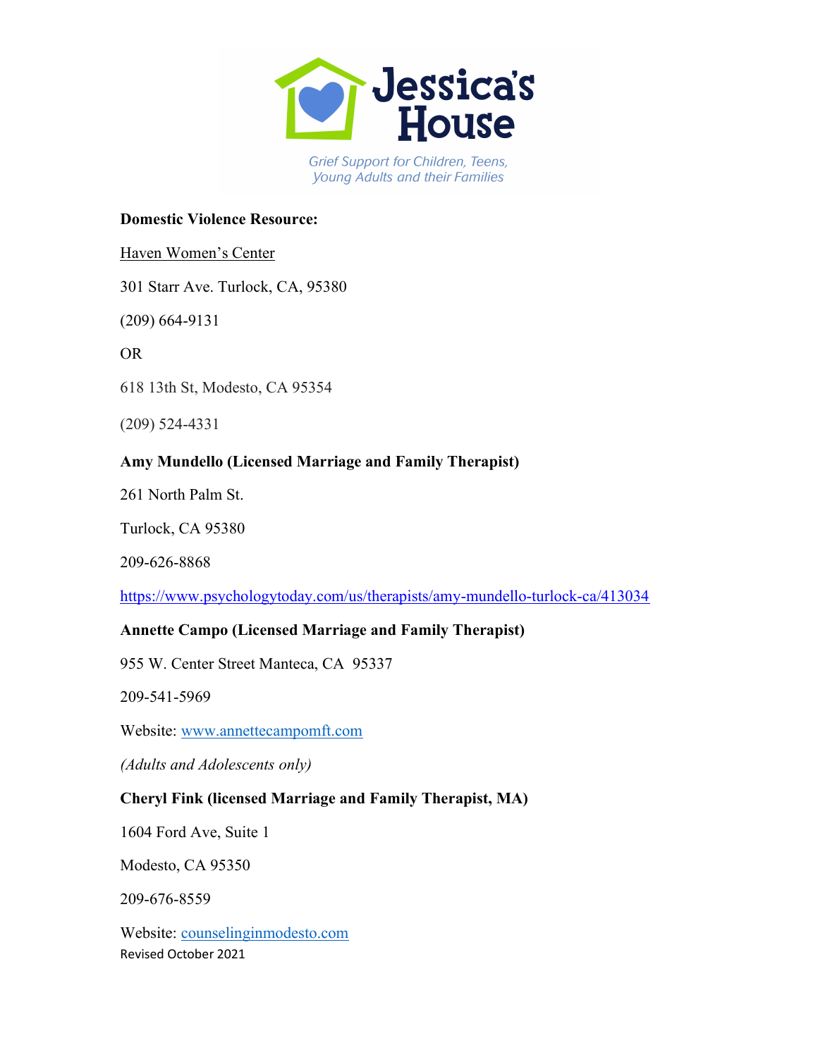**Jessica's House**

*Grief Support for Children, Teens, Young Adults and their Families*

**Domestic Violence Resource:**

Haven Women's Center

301 Starr Ave. Turlock, CA, 95380

(209) 664-9131

OR

618 13th St, Modesto, CA 95354

(209) 524-4331

**Amy Mundello (Licensed Marriage and Family Therapist)**

261 North Palm St.

Turlock, CA 95380

209-626-8868

https://www.psychologytoday.com/us/therapists/amy-mundello-turlock-ca/413034

**Annette Campo (Licensed Marriage and Family Therapist)**

955 W. Center Street Manteca, CA 95337

209-541-5969

Website: www.annettecampomft.com

*(Adults and Adolescents only)*

**Cheryl Fink (licensed Marriage and Family Therapist, MA)**

1604 Ford Ave, Suite 1

Modesto, CA 95350

209-676-8559

Website: counselinginmodesto.com

Revised October 2021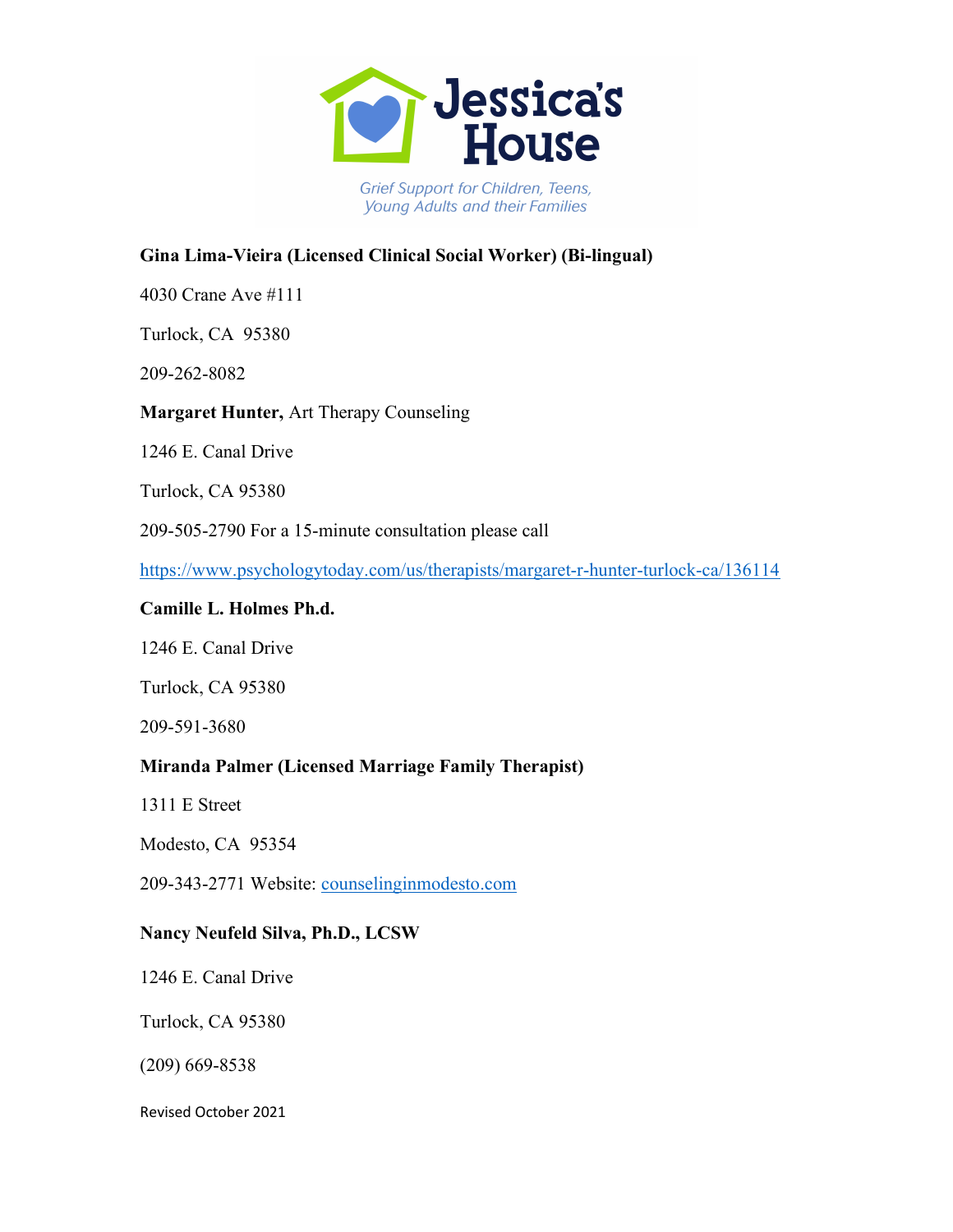Jessica's House

Grief Support for Children, Teens, Young Adults and their Families

**Gina Lima-Vieira (Licensed Clinical Social Worker) (Bi-lingual)**

4030 Crane Ave #111

Turlock, CA 95380

209-262-8082

**Margaret Hunter,** Art Therapy Counseling

1246 E. Canal Drive

Turlock, CA 95380

209-505-2790 For a 15-minute consultation please call

https://www.psychologytoday.com/us/therapists/margaret-r-hunter-turlock-ca/136114

**Camille L. Holmes Ph.d.**

1246 E. Canal Drive

Turlock, CA 95380

209-591-3680

**Miranda Palmer (Licensed Marriage Family Therapist)**

1311 E Street

Modesto, CA 95354

209-343-2771 Website: counselinginmodesto.com

**Nancy Neufeld Silva, Ph.D., LCSW**

1246 E. Canal Drive

Turlock, CA 95380

(209) 669-8538

Revised October 2021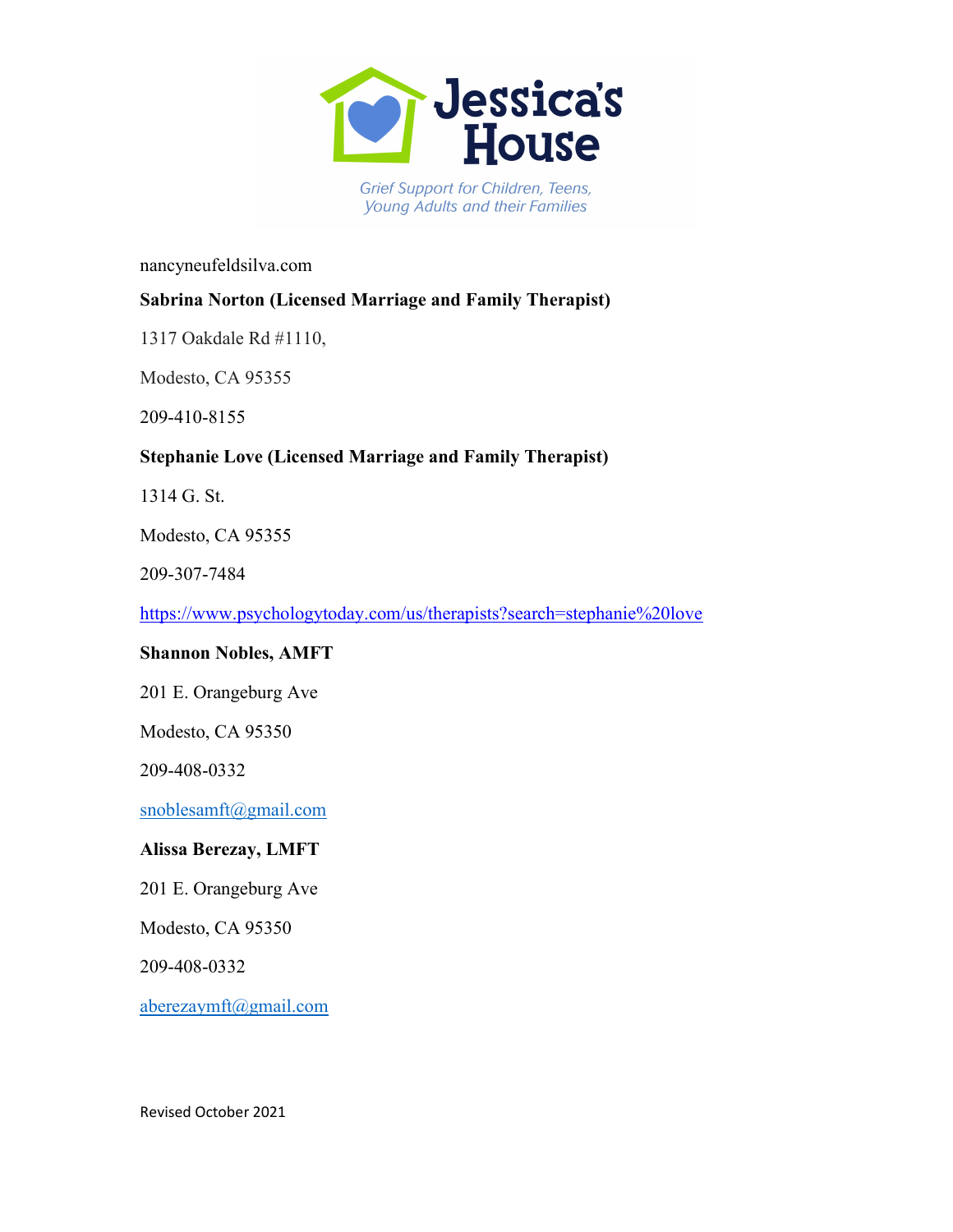nancyneufeldsilva.com

**Sabrina Norton (Licensed Marriage and Family Therapist)**

1317 Oakdale Rd #1110,

Modesto, CA 95355

209-410-8155

**Stephanie Love (Licensed Marriage and Family Therapist)**

1314 G. St.

Modesto, CA 95355

209-307-7484

https://www.psychologytoday.com/us/therapists?search=stephanie%20love

**Shannon Nobles, AMFT**

201 E. Orangeburg Ave

Modesto, CA 95350

209-408-0332

snoblesamft@gmail.com

**Alissa Berezay, LMFT**

201 E. Orangeburg Ave

Modesto, CA 95350

209-408-0332

aberezaymft@gmail.com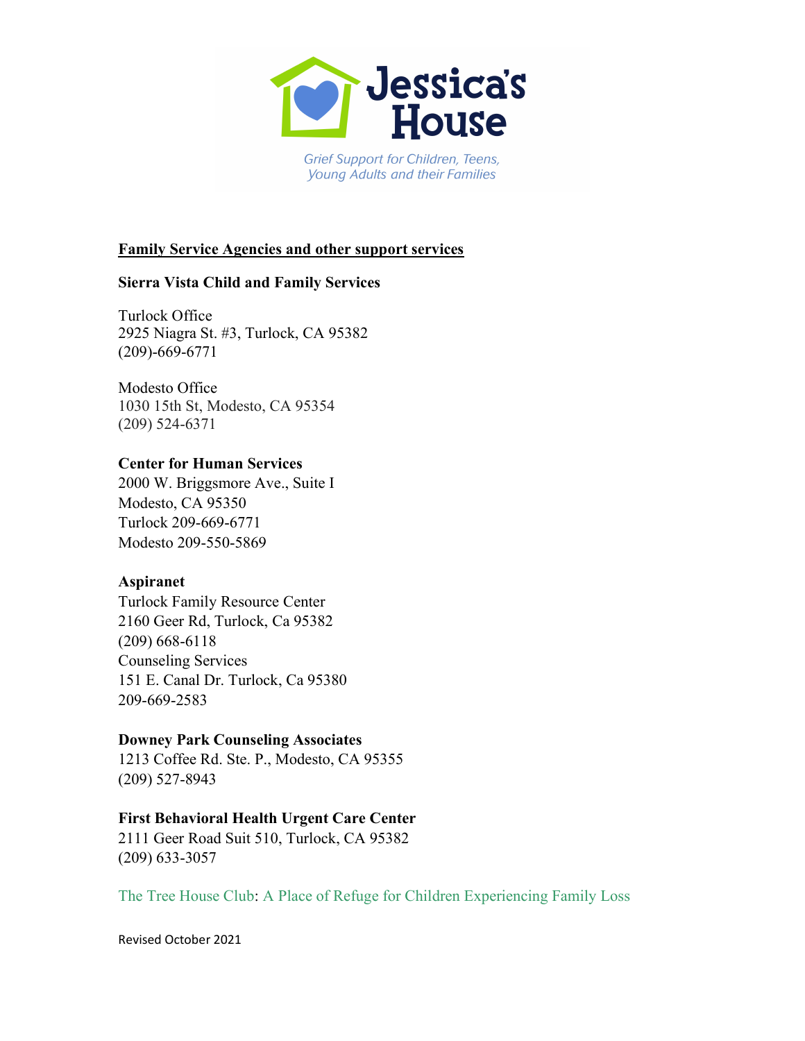Jessica's House

*Grief Support for Children, Teens, Young Adults and their Families*

## Family Service Agencies and other support services

**Sierra Vista Child and Family Services**

Turlock Office
2925 Niagra St. #3, Turlock, CA 95382
(209)-669-6771

Modesto Office
1030 15th St, Modesto, CA 95354
(209) 524-6371

**Center for Human Services**
2000 W. Briggsmore Ave., Suite I
Modesto, CA 95350
Turlock 209-669-6771
Modesto 209-550-5869

**Aspiranet**
Turlock Family Resource Center
2160 Geer Rd, Turlock, Ca 95382
(209) 668-6118
Counseling Services
151 E. Canal Dr. Turlock, Ca 95380
209-669-2583

**Downey Park Counseling Associates**
1213 Coffee Rd. Ste. P., Modesto, CA 95355
(209) 527-8943

**First Behavioral Health Urgent Care Center**
2111 Geer Road Suit 510, Turlock, CA 95382
(209) 633-3057

The Tree House Club: A Place of Refuge for Children Experiencing Family Loss

Revised October 2021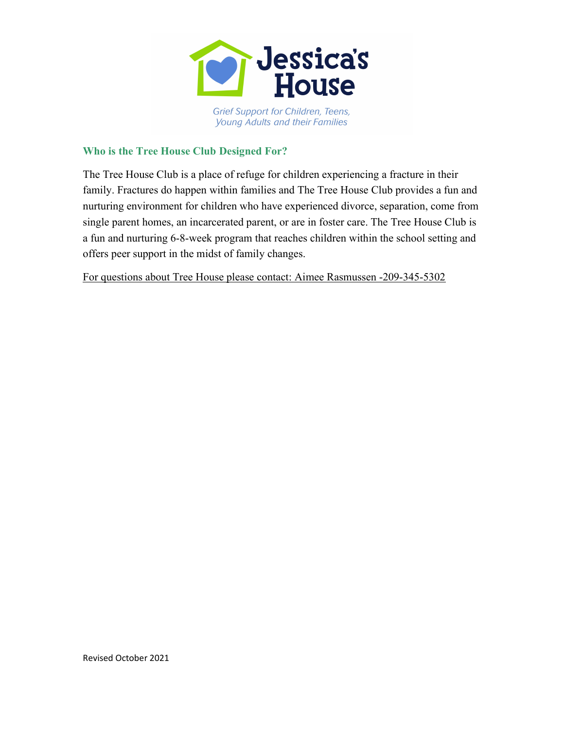Jessica's House

*Grief Support for Children, Teens, Young Adults and their Families*

### Who is the Tree House Club Designed For?

The Tree House Club is a place of refuge for children experiencing a fracture in their family. Fractures do happen within families and The Tree House Club provides a fun and nurturing environment for children who have experienced divorce, separation, come from single parent homes, an incarcerated parent, or are in foster care. The Tree House Club is a fun and nurturing 6-8-week program that reaches children within the school setting and offers peer support in the midst of family changes.

For questions about Tree House please contact: Aimee Rasmussen -209-345-5302

Revised October 2021